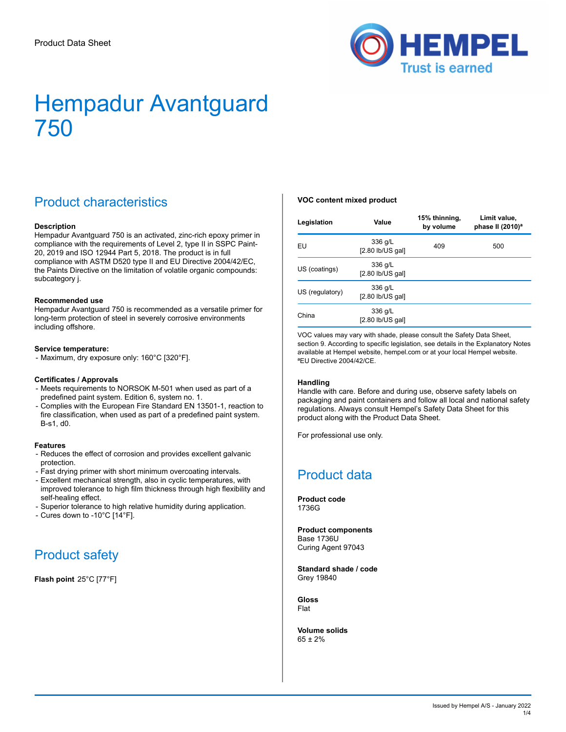Product Data Sheet

# Hempadur Avantguard 750

## Product characteristics

**Description**
Hempadur Avantguard 750 is an activated, zinc-rich epoxy primer in compliance with the requirements of Level 2, type II in SSPC Paint-20, 2019 and ISO 12944 Part 5, 2018. The product is in full compliance with ASTM D520 type II and EU Directive 2004/42/EC, the Paints Directive on the limitation of volatile organic compounds: subcategory j.

**Recommended use**
Hempadur Avantguard 750 is recommended as a versatile primer for long-term protection of steel in severely corrosive environments including offshore.

**Service temperature:**
- Maximum, dry exposure only: 160°C [320°F].

**Certificates / Approvals**
- Meets requirements to NORSOK M-501 when used as part of a predefined paint system. Edition 6, system no. 1.
- Complies with the European Fire Standard EN 13501-1, reaction to fire classification, when used as part of a predefined paint system. B-s1, d0.

**Features**
- Reduces the effect of corrosion and provides excellent galvanic protection.
- Fast drying primer with short minimum overcoating intervals.
- Excellent mechanical strength, also in cyclic temperatures, with improved tolerance to high film thickness through high flexibility and self-healing effect.
- Superior tolerance to high relative humidity during application.
- Cures down to -10°C [14°F].

## Product safety

**Flash point** 25°C [77°F]

**VOC content mixed product**

| Legislation | Value | 15% thinning, by volume | Limit value, phase II (2010)[a] |
|---|---|---|---|
| EU | 336 g/L [2.80 lb/US gal] | 409 | 500 |
| US (coatings) | 336 g/L [2.80 lb/US gal] | | |
| US (regulatory) | 336 g/L [2.80 lb/US gal] | | |
| China | 336 g/L [2.80 lb/US gal] | | |

VOC values may vary with shade, please consult the Safety Data Sheet, section 9. According to specific legislation, see details in the Explanatory Notes available at Hempel website, hempel.com or at your local Hempel website.
[a]EU Directive 2004/42/CE.

**Handling**
Handle with care. Before and during use, observe safety labels on packaging and paint containers and follow all local and national safety regulations. Always consult Hempel's Safety Data Sheet for this product along with the Product Data Sheet.

For professional use only.

## Product data

**Product code**
1736G

**Product components**
Base 1736U
Curing Agent 97043

**Standard shade / code**
Grey 19840

**Gloss**
Flat

**Volume solids**
65 ± 2%

Issued by Hempel A/S - January 2022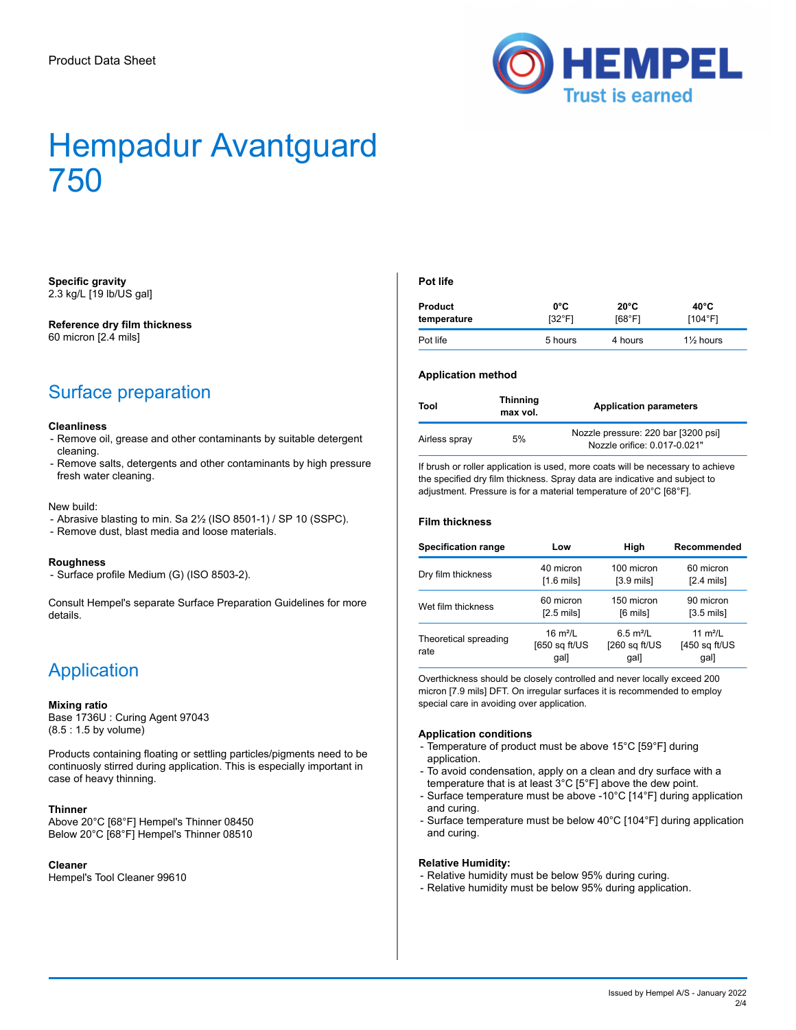# Hempadur Avantguard 750

**Specific gravity**
2.3 kg/L [19 lb/US gal]

**Reference dry film thickness**
60 micron [2.4 mils]

## Surface preparation

**Cleanliness**
- Remove oil, grease and other contaminants by suitable detergent cleaning.
- Remove salts, detergents and other contaminants by high pressure fresh water cleaning.

New build:
- Abrasive blasting to min. Sa 2½ (ISO 8501-1) / SP 10 (SSPC).
- Remove dust, blast media and loose materials.

**Roughness**
- Surface profile Medium (G) (ISO 8503-2).

Consult Hempel's separate Surface Preparation Guidelines for more details.

## Application

**Mixing ratio**
Base 1736U : Curing Agent 97043
(8.5 : 1.5 by volume)

Products containing floating or settling particles/pigments need to be continuosly stirred during application. This is especially important in case of heavy thinning.

**Thinner**
Above 20°C [68°F] Hempel's Thinner 08450
Below 20°C [68°F] Hempel's Thinner 08510

**Cleaner**
Hempel's Tool Cleaner 99610

**Pot life**

| Product temperature | 0°C [32°F] | 20°C [68°F] | 40°C [104°F] |
|---|---|---|---|
| Pot life | 5 hours | 4 hours | 1½ hours |

**Application method**

| Tool | Thinning max vol. | Application parameters |
|---|---|---|
| Airless spray | 5% | Nozzle pressure: 220 bar [3200 psi] Nozzle orifice: 0.017-0.021" |

If brush or roller application is used, more coats will be necessary to achieve the specified dry film thickness. Spray data are indicative and subject to adjustment. Pressure is for a material temperature of 20°C [68°F].

**Film thickness**

| Specification range | Low | High | Recommended |
|---|---|---|---|
| Dry film thickness | 40 micron [1.6 mils] | 100 micron [3.9 mils] | 60 micron [2.4 mils] |
| Wet film thickness | 60 micron [2.5 mils] | 150 micron [6 mils] | 90 micron [3.5 mils] |
| Theoretical spreading rate | 16 m²/L [650 sq ft/US gal] | 6.5 m²/L [260 sq ft/US gal] | 11 m²/L [450 sq ft/US gal] |

Overthickness should be closely controlled and never locally exceed 200 micron [7.9 mils] DFT. On irregular surfaces it is recommended to employ special care in avoiding over application.

**Application conditions**
- Temperature of product must be above 15°C [59°F] during application.
- To avoid condensation, apply on a clean and dry surface with a temperature that is at least 3°C [5°F] above the dew point.
- Surface temperature must be above -10°C [14°F] during application and curing.
- Surface temperature must be below 40°C [104°F] during application and curing.

**Relative Humidity:**
- Relative humidity must be below 95% during curing.
- Relative humidity must be below 95% during application.

Issued by Hempel A/S - January 2022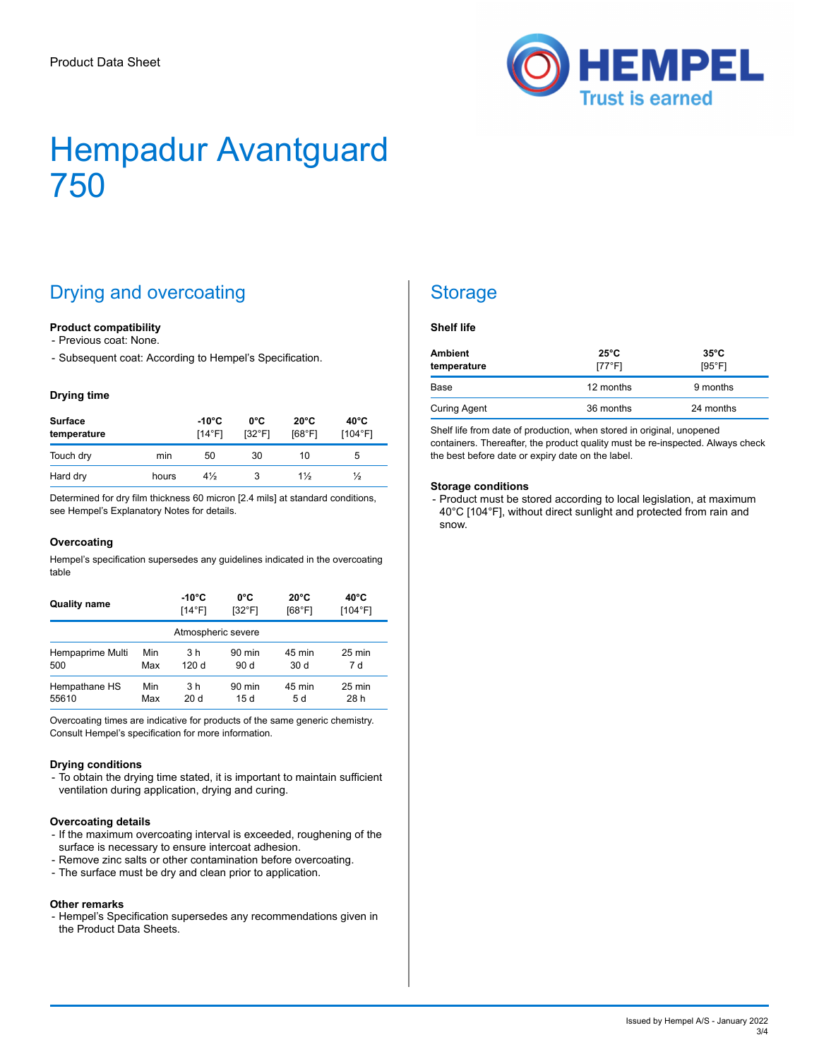Product Data Sheet

# Hempadur Avantguard 750

## Drying and overcoating

**Product compatibility**

- Previous coat: None.
- Subsequent coat: According to Hempel's Specification.

**Drying time**

| Surface temperature | | -10°C [14°F] | 0°C [32°F] | 20°C [68°F] | 40°C [104°F] |
|---|---|---|---|---|---|
| Touch dry | min | 50 | 30 | 10 | 5 |
| Hard dry | hours | 4½ | 3 | 1½ | ½ |

Determined for dry film thickness 60 micron [2.4 mils] at standard conditions, see Hempel's Explanatory Notes for details.

**Overcoating**

Hempel's specification supersedes any guidelines indicated in the overcoating table

| Quality name | | -10°C [14°F] | 0°C [32°F] | 20°C [68°F] | 40°C [104°F] |
|---|---|---|---|---|---|
| | | Atmospheric severe | | | |
| Hempaprime Multi 500 | Min<br>Max | 3 h<br>120 d | 90 min<br>90 d | 45 min<br>30 d | 25 min<br>7 d |
| Hempathane HS 55610 | Min<br>Max | 3 h<br>20 d | 90 min<br>15 d | 45 min<br>5 d | 25 min<br>28 h |

Overcoating times are indicative for products of the same generic chemistry. Consult Hempel's specification for more information.

**Drying conditions**

- To obtain the drying time stated, it is important to maintain sufficient ventilation during application, drying and curing.

**Overcoating details**

- If the maximum overcoating interval is exceeded, roughening of the surface is necessary to ensure intercoat adhesion.
- Remove zinc salts or other contamination before overcoating.
- The surface must be dry and clean prior to application.

**Other remarks**

- Hempel's Specification supersedes any recommendations given in the Product Data Sheets.

## Storage

**Shelf life**

| Ambient temperature | 25°C [77°F] | 35°C [95°F] |
|---|---|---|
| Base | 12 months | 9 months |
| Curing Agent | 36 months | 24 months |

Shelf life from date of production, when stored in original, unopened containers. Thereafter, the product quality must be re-inspected. Always check the best before date or expiry date on the label.

**Storage conditions**

- Product must be stored according to local legislation, at maximum 40°C [104°F], without direct sunlight and protected from rain and snow.

Issued by Hempel A/S - January 2022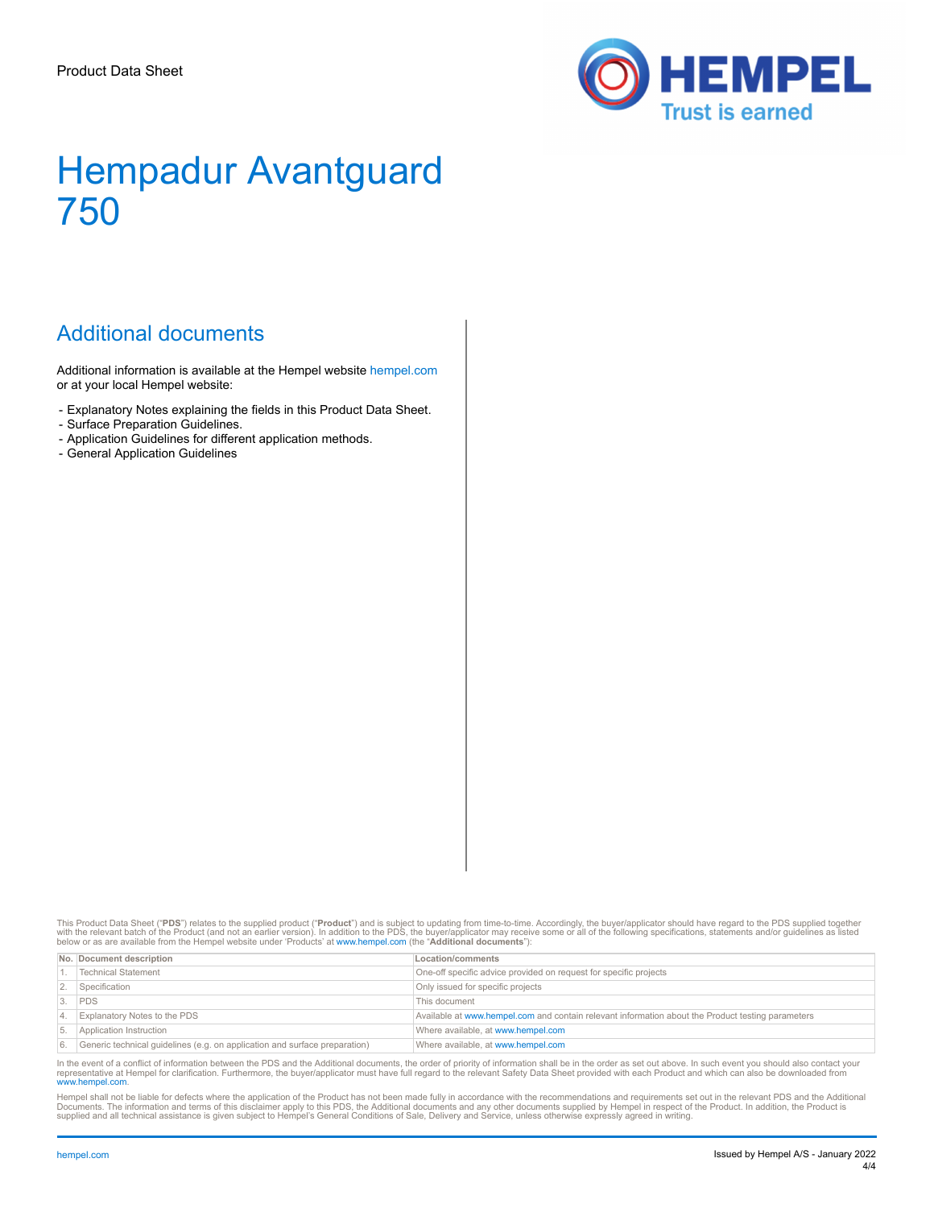Product Data Sheet

# Hempadur Avantguard 750

## Additional documents

Additional information is available at the Hempel website hempel.com or at your local Hempel website:

- Explanatory Notes explaining the fields in this Product Data Sheet.
- Surface Preparation Guidelines.
- Application Guidelines for different application methods.
- General Application Guidelines

This Product Data Sheet ("**PDS**") relates to the supplied product ("**Product**") and is subject to updating from time-to-time. Accordingly, the buyer/applicator should have regard to the PDS supplied together with the relevant batch of the Product (and not an earlier version). In addition to the PDS, the buyer/applicator may receive some or all of the following specifications, statements and/or guidelines as listed below or as are available from the Hempel website under 'Products' at www.hempel.com (the "**Additional documents**"):

| No. | Document description | Location/comments |
|---|---|---|
| 1. | Technical Statement | One-off specific advice provided on request for specific projects |
| 2. | Specification | Only issued for specific projects |
| 3. | PDS | This document |
| 4. | Explanatory Notes to the PDS | Available at www.hempel.com and contain relevant information about the Product testing parameters |
| 5. | Application Instruction | Where available, at www.hempel.com |
| 6. | Generic technical guidelines (e.g. on application and surface preparation) | Where available, at www.hempel.com |

In the event of a conflict of information between the PDS and the Additional documents, the order of priority of information shall be in the order as set out above. In such event you should also contact your representative at Hempel for clarification. Furthermore, the buyer/applicator must have full regard to the relevant Safety Data Sheet provided with each Product and which can also be downloaded from www.hempel.com.

Hempel shall not be liable for defects where the application of the Product has not been made fully in accordance with the recommendations and requirements set out in the relevant PDS and the Additional Documents. The information and terms of this disclaimer apply to this PDS, the Additional documents and any other documents supplied by Hempel in respect of the Product. In addition, the Product is supplied and all technical assistance is given subject to Hempel's General Conditions of Sale, Delivery and Service, unless otherwise expressly agreed in writing.

Issued by Hempel A/S - January 2022